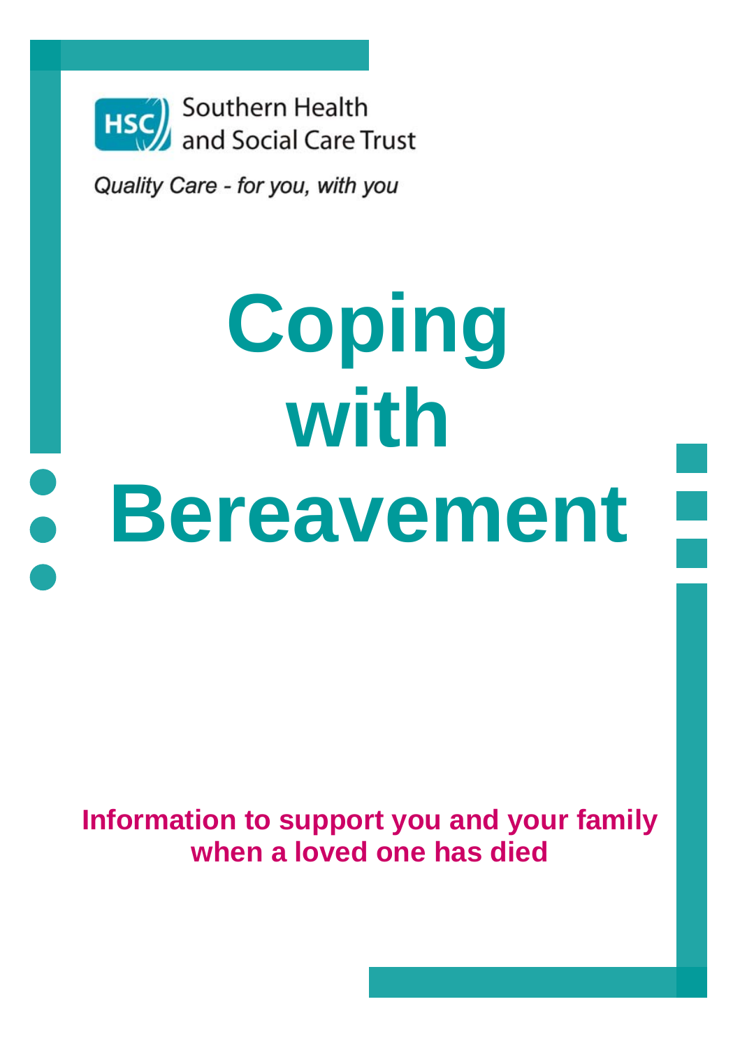Southern Health and Social Care Trust

*Quality Care - for you, with you*

# Coping with Bereavement

**Information to support you and your family when a loved one has died**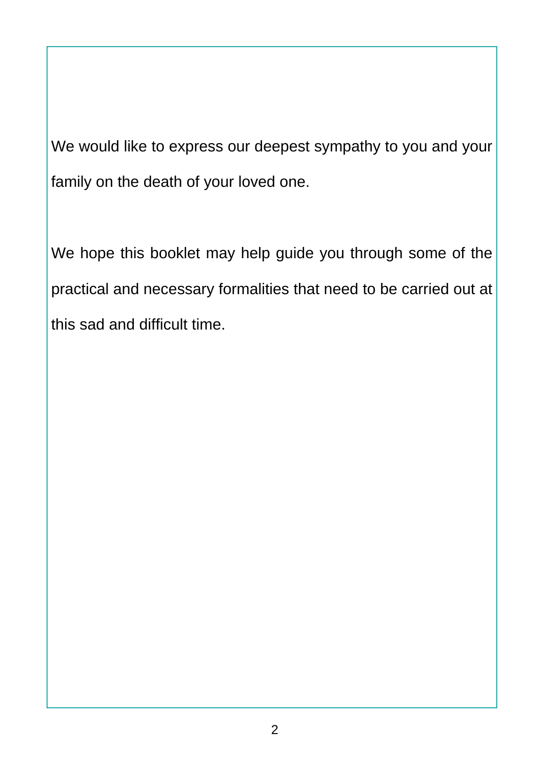We would like to express our deepest sympathy to you and your family on the death of your loved one.

We hope this booklet may help guide you through some of the practical and necessary formalities that need to be carried out at this sad and difficult time.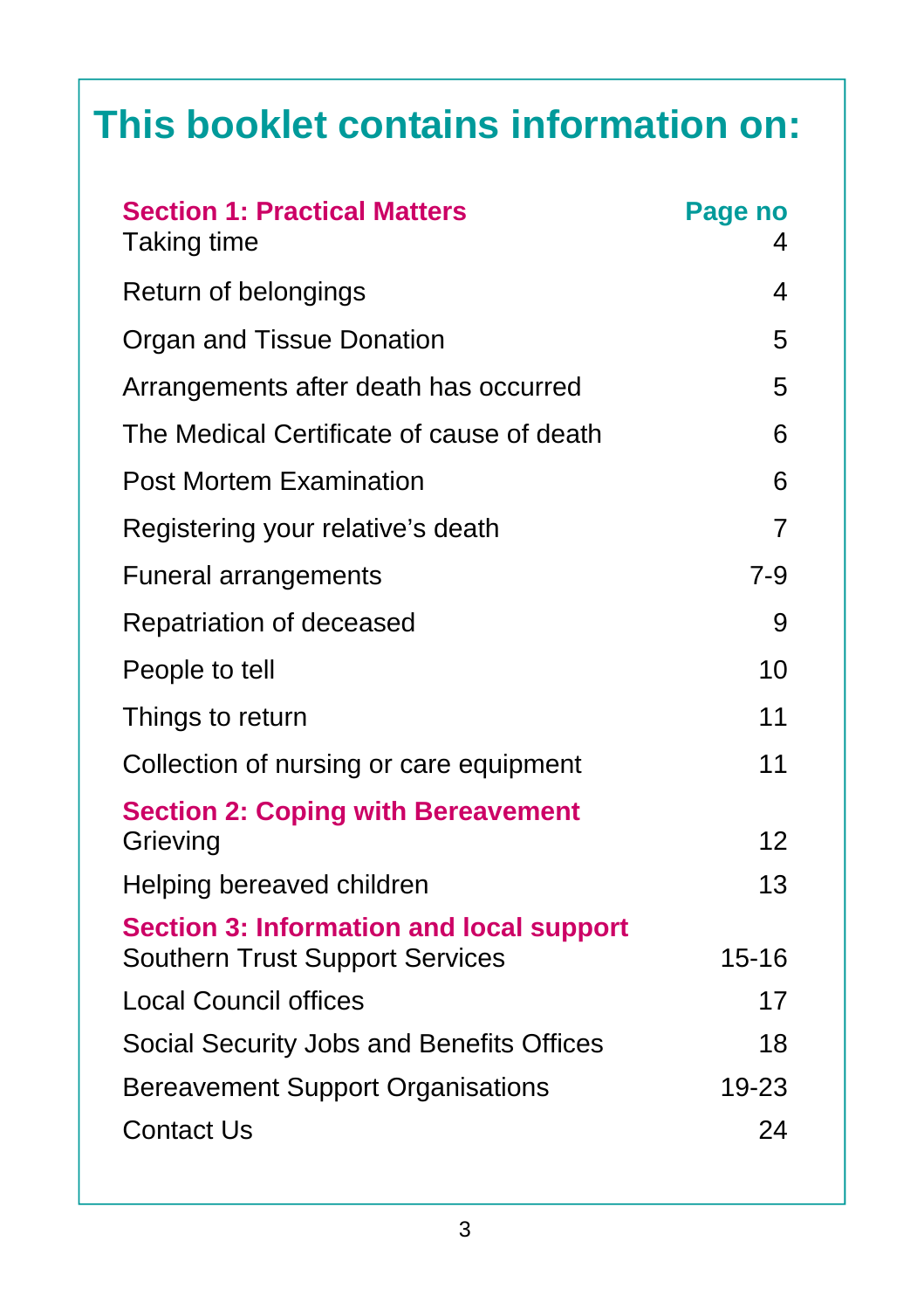# This booklet contains information on:

| **Section 1: Practical Matters** | **Page no** |
|---|---|
| Taking time | 4 |
| Return of belongings | 4 |
| Organ and Tissue Donation | 5 |
| Arrangements after death has occurred | 5 |
| The Medical Certificate of cause of death | 6 |
| Post Mortem Examination | 6 |
| Registering your relative's death | 7 |
| Funeral arrangements | 7-9 |
| Repatriation of deceased | 9 |
| People to tell | 10 |
| Things to return | 11 |
| Collection of nursing or care equipment | 11 |
| **Section 2: Coping with Bereavement** | |
| Grieving | 12 |
| Helping bereaved children | 13 |
| **Section 3: Information and local support** | |
| Southern Trust Support Services | 15-16 |
| Local Council offices | 17 |
| Social Security Jobs and Benefits Offices | 18 |
| Bereavement Support Organisations | 19-23 |
| Contact Us | 24 |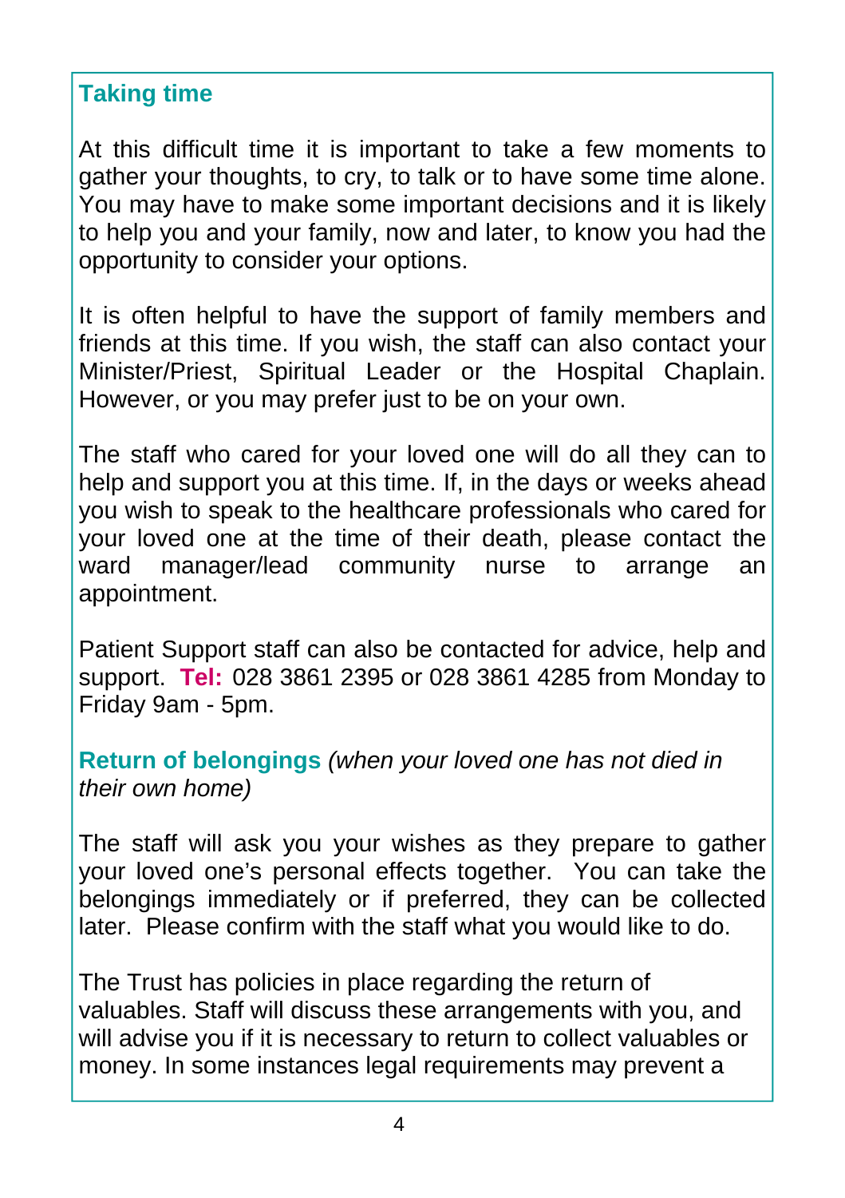## Taking time

At this difficult time it is important to take a few moments to gather your thoughts, to cry, to talk or to have some time alone. You may have to make some important decisions and it is likely to help you and your family, now and later, to know you had the opportunity to consider your options.

It is often helpful to have the support of family members and friends at this time. If you wish, the staff can also contact your Minister/Priest, Spiritual Leader or the Hospital Chaplain. However, or you may prefer just to be on your own.

The staff who cared for your loved one will do all they can to help and support you at this time. If, in the days or weeks ahead you wish to speak to the healthcare professionals who cared for your loved one at the time of their death, please contact the ward manager/lead community nurse to arrange an appointment.

Patient Support staff can also be contacted for advice, help and support. **Tel:** 028 3861 2395 or 028 3861 4285 from Monday to Friday 9am - 5pm.

## Return of belongings *(when your loved one has not died in their own home)*

The staff will ask you your wishes as they prepare to gather your loved one's personal effects together. You can take the belongings immediately or if preferred, they can be collected later. Please confirm with the staff what you would like to do.

The Trust has policies in place regarding the return of valuables. Staff will discuss these arrangements with you, and will advise you if it is necessary to return to collect valuables or money. In some instances legal requirements may prevent a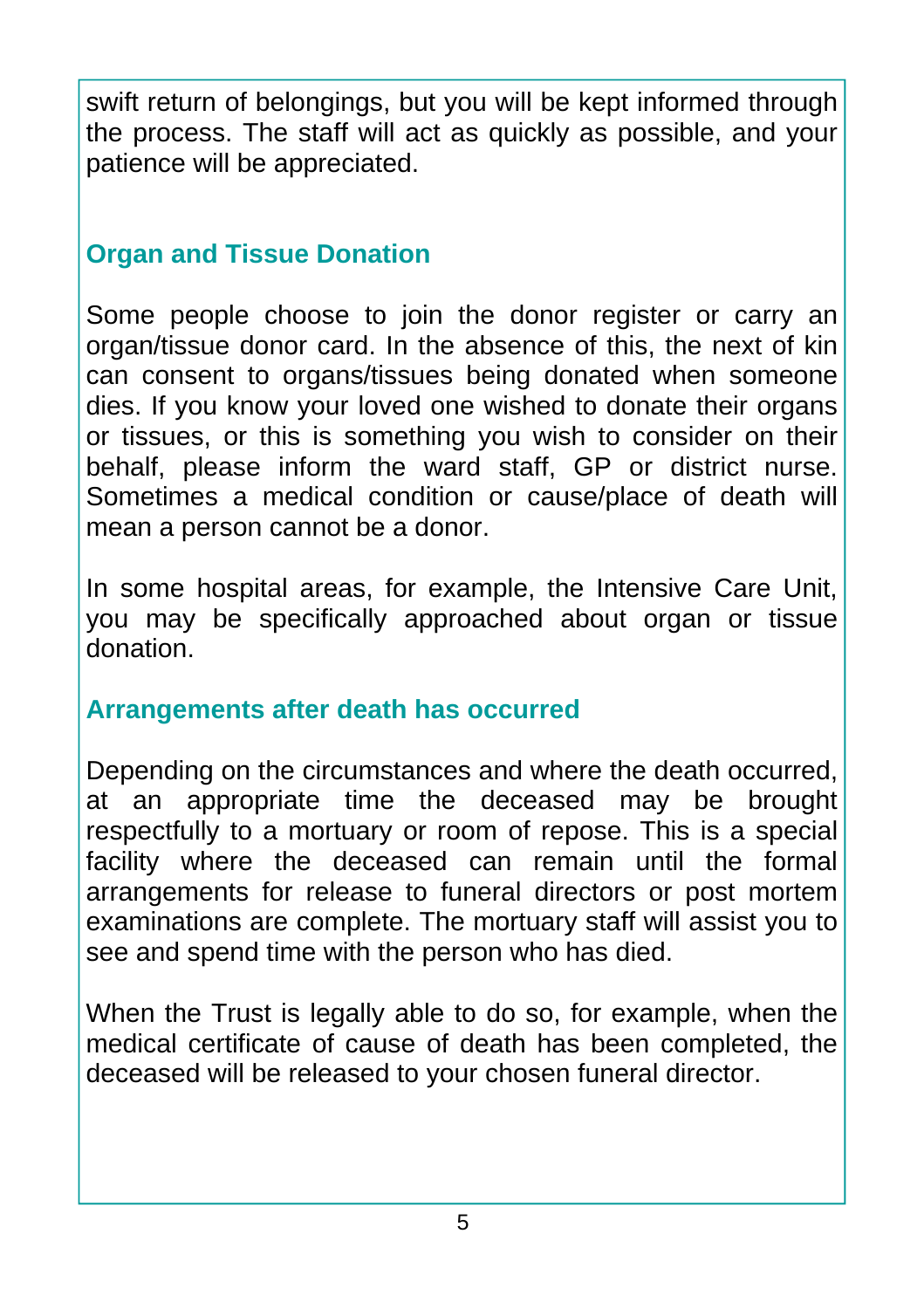swift return of belongings, but you will be kept informed through the process. The staff will act as quickly as possible, and your patience will be appreciated.

## Organ and Tissue Donation

Some people choose to join the donor register or carry an organ/tissue donor card. In the absence of this, the next of kin can consent to organs/tissues being donated when someone dies. If you know your loved one wished to donate their organs or tissues, or this is something you wish to consider on their behalf, please inform the ward staff, GP or district nurse. Sometimes a medical condition or cause/place of death will mean a person cannot be a donor.

In some hospital areas, for example, the Intensive Care Unit, you may be specifically approached about organ or tissue donation.

## Arrangements after death has occurred

Depending on the circumstances and where the death occurred, at an appropriate time the deceased may be brought respectfully to a mortuary or room of repose. This is a special facility where the deceased can remain until the formal arrangements for release to funeral directors or post mortem examinations are complete. The mortuary staff will assist you to see and spend time with the person who has died.

When the Trust is legally able to do so, for example, when the medical certificate of cause of death has been completed, the deceased will be released to your chosen funeral director.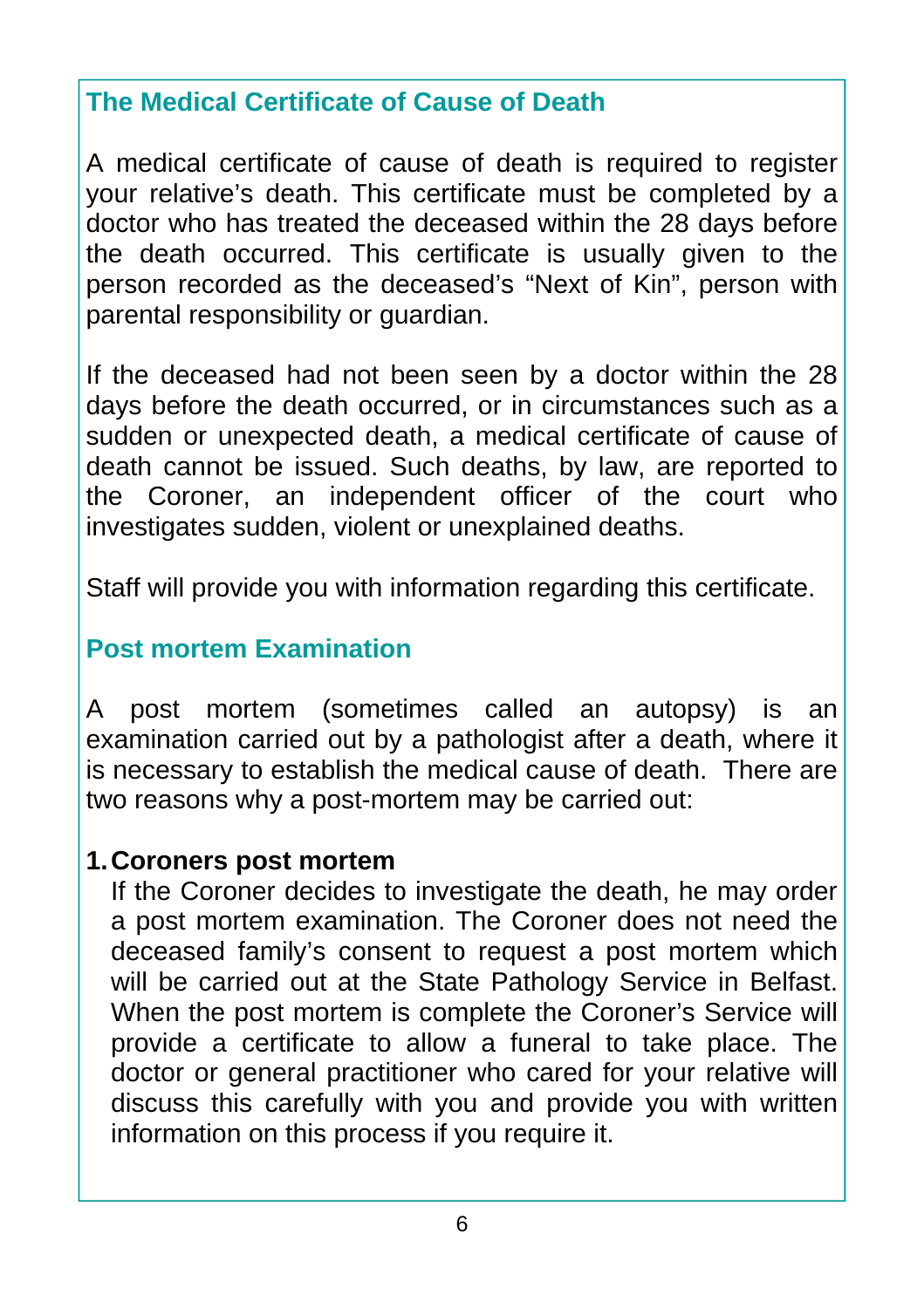## The Medical Certificate of Cause of Death

A medical certificate of cause of death is required to register your relative's death. This certificate must be completed by a doctor who has treated the deceased within the 28 days before the death occurred. This certificate is usually given to the person recorded as the deceased's "Next of Kin", person with parental responsibility or guardian.

If the deceased had not been seen by a doctor within the 28 days before the death occurred, or in circumstances such as a sudden or unexpected death, a medical certificate of cause of death cannot be issued. Such deaths, by law, are reported to the Coroner, an independent officer of the court who investigates sudden, violent or unexplained deaths.

Staff will provide you with information regarding this certificate.

## Post mortem Examination

A post mortem (sometimes called an autopsy) is an examination carried out by a pathologist after a death, where it is necessary to establish the medical cause of death. There are two reasons why a post-mortem may be carried out:

1. **Coroners post mortem**
   If the Coroner decides to investigate the death, he may order a post mortem examination. The Coroner does not need the deceased family's consent to request a post mortem which will be carried out at the State Pathology Service in Belfast. When the post mortem is complete the Coroner's Service will provide a certificate to allow a funeral to take place. The doctor or general practitioner who cared for your relative will discuss this carefully with you and provide you with written information on this process if you require it.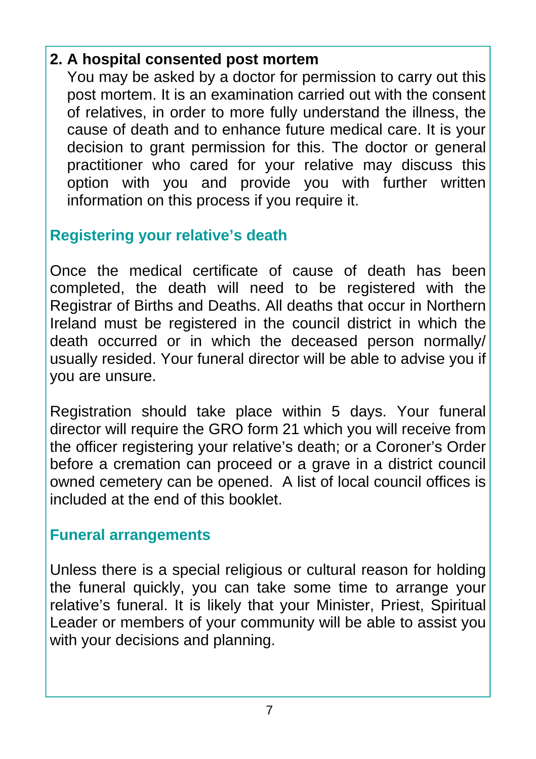**2. A hospital consented post mortem**

You may be asked by a doctor for permission to carry out this post mortem. It is an examination carried out with the consent of relatives, in order to more fully understand the illness, the cause of death and to enhance future medical care. It is your decision to grant permission for this. The doctor or general practitioner who cared for your relative may discuss this option with you and provide you with further written information on this process if you require it.

## Registering your relative's death

Once the medical certificate of cause of death has been completed, the death will need to be registered with the Registrar of Births and Deaths. All deaths that occur in Northern Ireland must be registered in the council district in which the death occurred or in which the deceased person normally/ usually resided. Your funeral director will be able to advise you if you are unsure.

Registration should take place within 5 days. Your funeral director will require the GRO form 21 which you will receive from the officer registering your relative's death; or a Coroner's Order before a cremation can proceed or a grave in a district council owned cemetery can be opened. A list of local council offices is included at the end of this booklet.

## Funeral arrangements

Unless there is a special religious or cultural reason for holding the funeral quickly, you can take some time to arrange your relative's funeral. It is likely that your Minister, Priest, Spiritual Leader or members of your community will be able to assist you with your decisions and planning.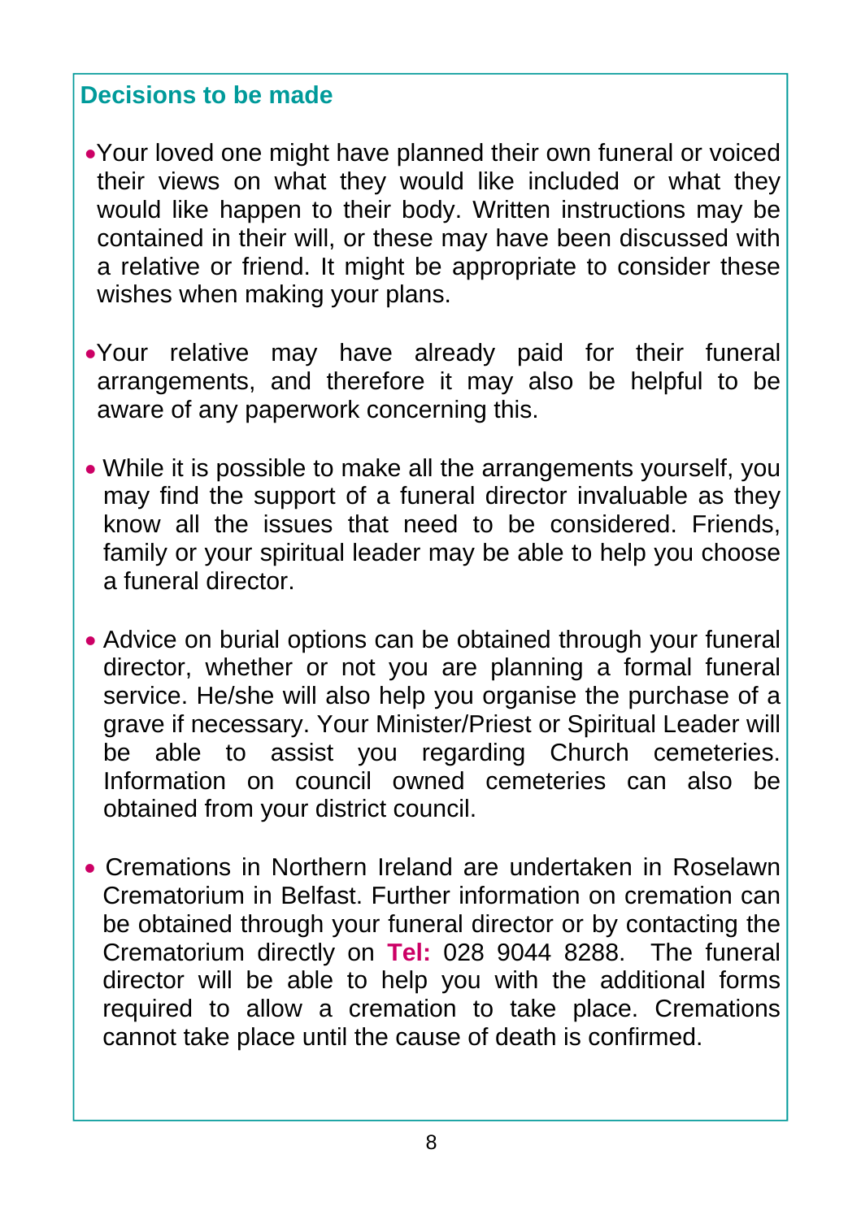## Decisions to be made

- Your loved one might have planned their own funeral or voiced their views on what they would like included or what they would like happen to their body. Written instructions may be contained in their will, or these may have been discussed with a relative or friend. It might be appropriate to consider these wishes when making your plans.

- Your relative may have already paid for their funeral arrangements, and therefore it may also be helpful to be aware of any paperwork concerning this.

- While it is possible to make all the arrangements yourself, you may find the support of a funeral director invaluable as they know all the issues that need to be considered. Friends, family or your spiritual leader may be able to help you choose a funeral director.

- Advice on burial options can be obtained through your funeral director, whether or not you are planning a formal funeral service. He/she will also help you organise the purchase of a grave if necessary. Your Minister/Priest or Spiritual Leader will be able to assist you regarding Church cemeteries. Information on council owned cemeteries can also be obtained from your district council.

- Cremations in Northern Ireland are undertaken in Roselawn Crematorium in Belfast. Further information on cremation can be obtained through your funeral director or by contacting the Crematorium directly on **Tel:** 028 9044 8288. The funeral director will be able to help you with the additional forms required to allow a cremation to take place. Cremations cannot take place until the cause of death is confirmed.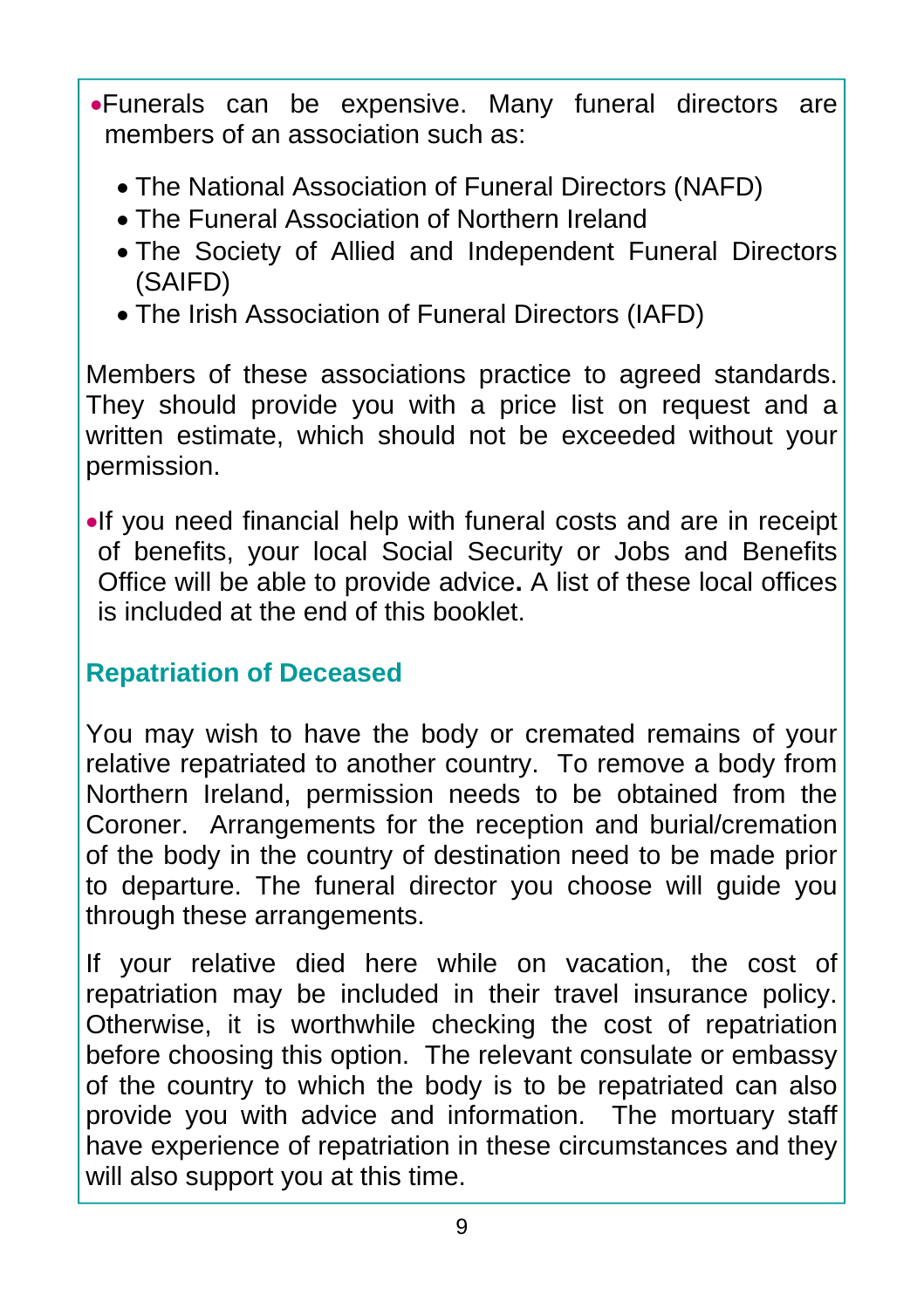- Funerals can be expensive. Many funeral directors are members of an association such as:

  - The National Association of Funeral Directors (NAFD)
  - The Funeral Association of Northern Ireland
  - The Society of Allied and Independent Funeral Directors (SAIFD)
  - The Irish Association of Funeral Directors (IAFD)

Members of these associations practice to agreed standards. They should provide you with a price list on request and a written estimate, which should not be exceeded without your permission.

- If you need financial help with funeral costs and are in receipt of benefits, your local Social Security or Jobs and Benefits Office will be able to provide advice**.** A list of these local offices is included at the end of this booklet.

## Repatriation of Deceased

You may wish to have the body or cremated remains of your relative repatriated to another country. To remove a body from Northern Ireland, permission needs to be obtained from the Coroner. Arrangements for the reception and burial/cremation of the body in the country of destination need to be made prior to departure. The funeral director you choose will guide you through these arrangements.

If your relative died here while on vacation, the cost of repatriation may be included in their travel insurance policy. Otherwise, it is worthwhile checking the cost of repatriation before choosing this option. The relevant consulate or embassy of the country to which the body is to be repatriated can also provide you with advice and information. The mortuary staff have experience of repatriation in these circumstances and they will also support you at this time.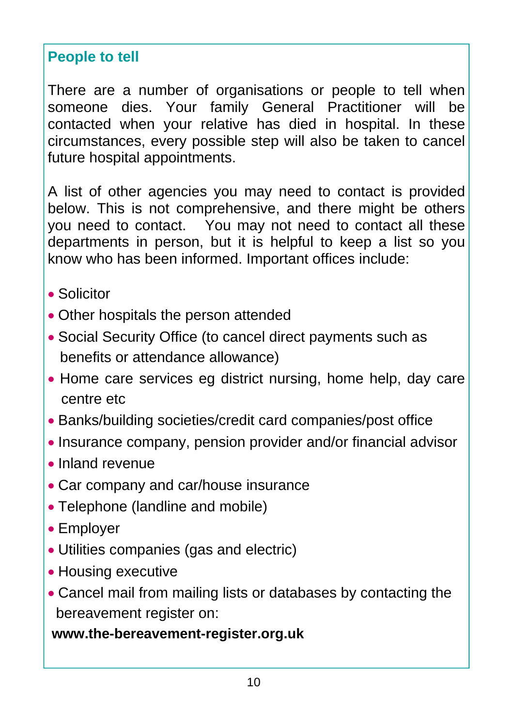## People to tell

There are a number of organisations or people to tell when someone dies. Your family General Practitioner will be contacted when your relative has died in hospital. In these circumstances, every possible step will also be taken to cancel future hospital appointments.

A list of other agencies you may need to contact is provided below. This is not comprehensive, and there might be others you need to contact. You may not need to contact all these departments in person, but it is helpful to keep a list so you know who has been informed. Important offices include:

- Solicitor
- Other hospitals the person attended
- Social Security Office (to cancel direct payments such as benefits or attendance allowance)
- Home care services eg district nursing, home help, day care centre etc
- Banks/building societies/credit card companies/post office
- Insurance company, pension provider and/or financial advisor
- Inland revenue
- Car company and car/house insurance
- Telephone (landline and mobile)
- Employer
- Utilities companies (gas and electric)
- Housing executive
- Cancel mail from mailing lists or databases by contacting the bereavement register on:

**www.the-bereavement-register.org.uk**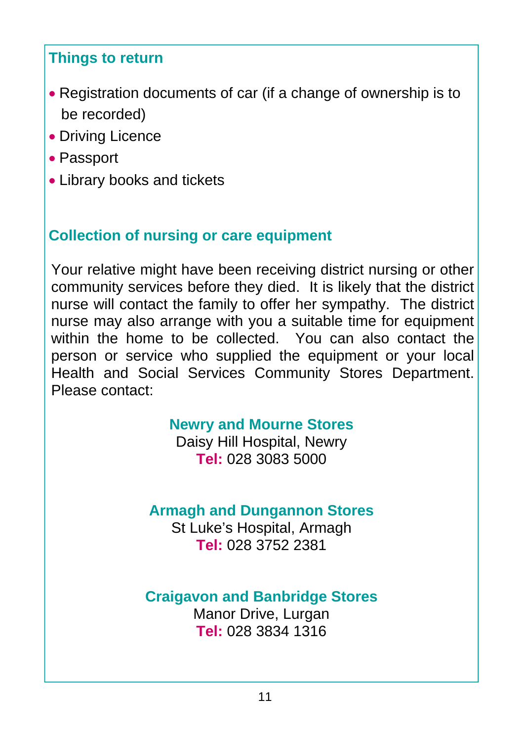## Things to return

- Registration documents of car (if a change of ownership is to be recorded)
- Driving Licence
- Passport
- Library books and tickets

## Collection of nursing or care equipment

Your relative might have been receiving district nursing or other community services before they died. It is likely that the district nurse will contact the family to offer her sympathy. The district nurse may also arrange with you a suitable time for equipment within the home to be collected. You can also contact the person or service who supplied the equipment or your local Health and Social Services Community Stores Department. Please contact:

**Newry and Mourne Stores**
Daisy Hill Hospital, Newry
**Tel:** 028 3083 5000

**Armagh and Dungannon Stores**
St Luke's Hospital, Armagh
**Tel:** 028 3752 2381

**Craigavon and Banbridge Stores**
Manor Drive, Lurgan
**Tel:** 028 3834 1316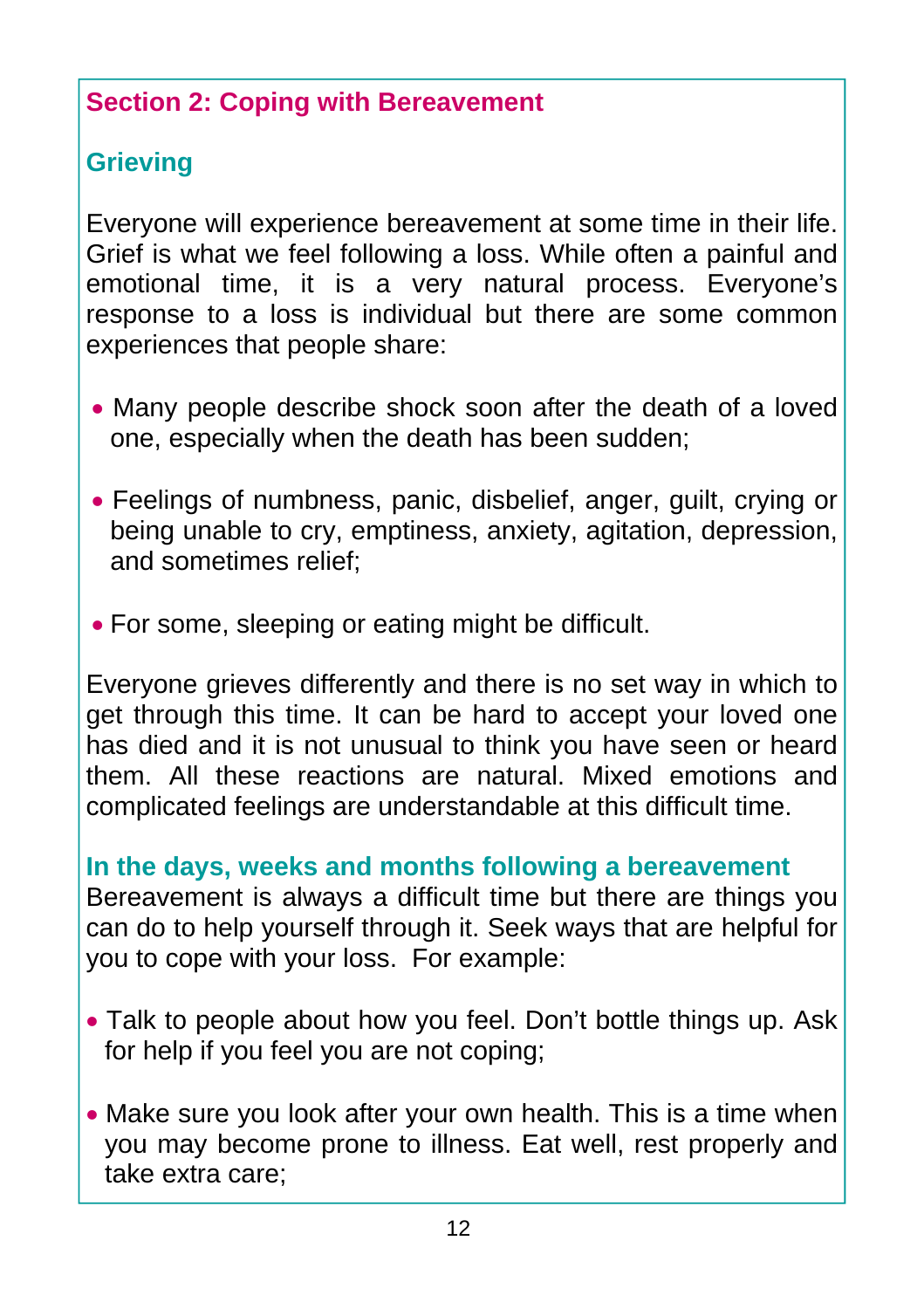## Section 2: Coping with Bereavement

### Grieving

Everyone will experience bereavement at some time in their life. Grief is what we feel following a loss. While often a painful and emotional time, it is a very natural process. Everyone's response to a loss is individual but there are some common experiences that people share:

- Many people describe shock soon after the death of a loved one, especially when the death has been sudden;
- Feelings of numbness, panic, disbelief, anger, guilt, crying or being unable to cry, emptiness, anxiety, agitation, depression, and sometimes relief;
- For some, sleeping or eating might be difficult.

Everyone grieves differently and there is no set way in which to get through this time. It can be hard to accept your loved one has died and it is not unusual to think you have seen or heard them. All these reactions are natural. Mixed emotions and complicated feelings are understandable at this difficult time.

### In the days, weeks and months following a bereavement

Bereavement is always a difficult time but there are things you can do to help yourself through it. Seek ways that are helpful for you to cope with your loss. For example:

- Talk to people about how you feel. Don't bottle things up. Ask for help if you feel you are not coping;
- Make sure you look after your own health. This is a time when you may become prone to illness. Eat well, rest properly and take extra care;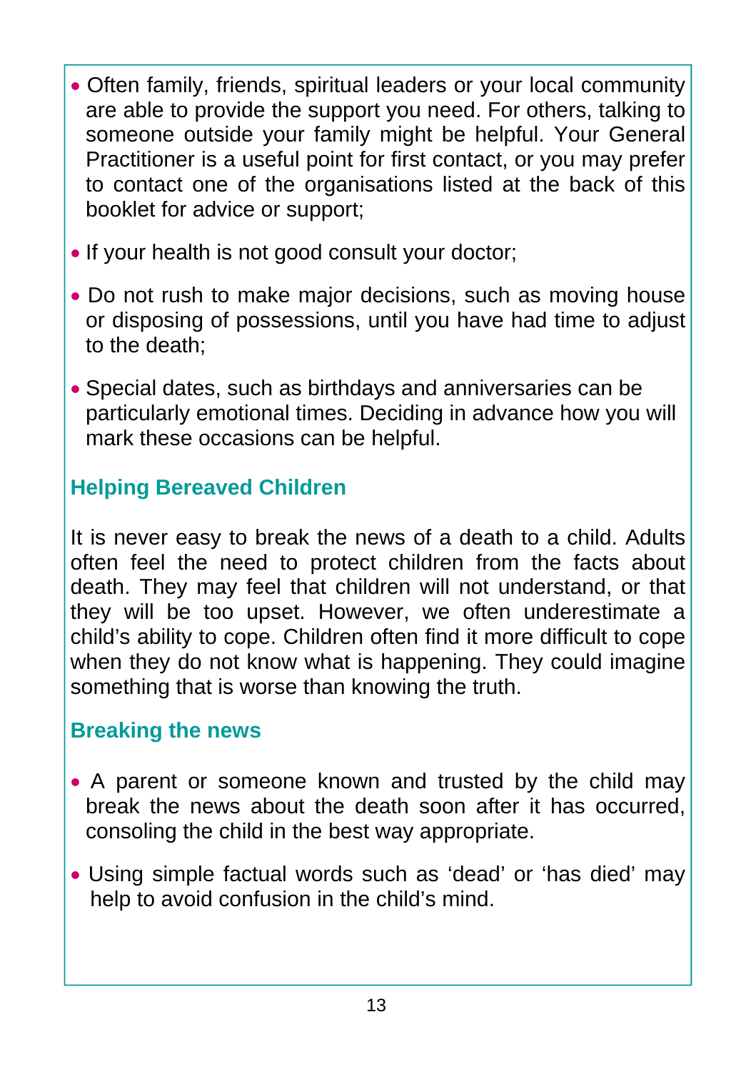- Often family, friends, spiritual leaders or your local community are able to provide the support you need. For others, talking to someone outside your family might be helpful. Your General Practitioner is a useful point for first contact, or you may prefer to contact one of the organisations listed at the back of this booklet for advice or support;
- If your health is not good consult your doctor;
- Do not rush to make major decisions, such as moving house or disposing of possessions, until you have had time to adjust to the death;
- Special dates, such as birthdays and anniversaries can be particularly emotional times. Deciding in advance how you will mark these occasions can be helpful.

## Helping Bereaved Children

It is never easy to break the news of a death to a child. Adults often feel the need to protect children from the facts about death. They may feel that children will not understand, or that they will be too upset. However, we often underestimate a child's ability to cope. Children often find it more difficult to cope when they do not know what is happening. They could imagine something that is worse than knowing the truth.

### Breaking the news

- A parent or someone known and trusted by the child may break the news about the death soon after it has occurred, consoling the child in the best way appropriate.
- Using simple factual words such as 'dead' or 'has died' may help to avoid confusion in the child's mind.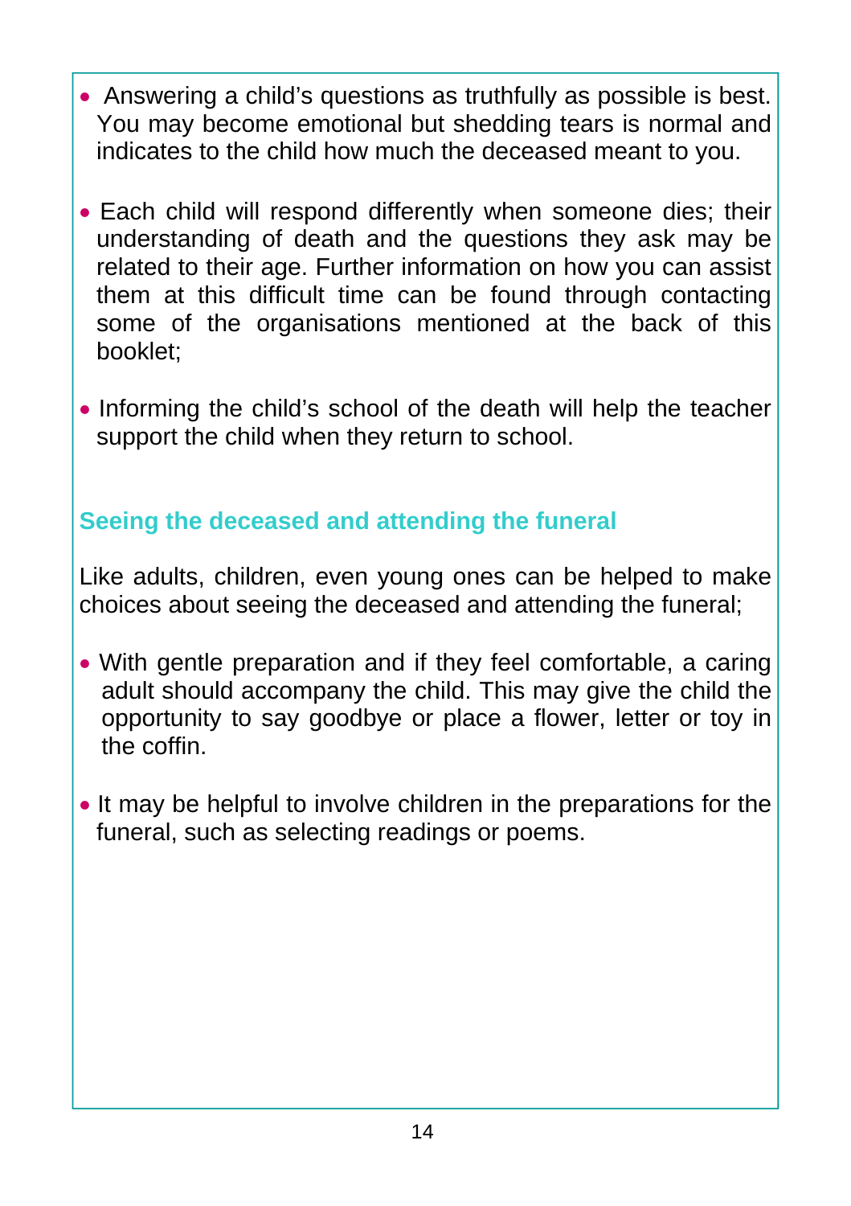- Answering a child's questions as truthfully as possible is best. You may become emotional but shedding tears is normal and indicates to the child how much the deceased meant to you.

- Each child will respond differently when someone dies; their understanding of death and the questions they ask may be related to their age. Further information on how you can assist them at this difficult time can be found through contacting some of the organisations mentioned at the back of this booklet;

- Informing the child's school of the death will help the teacher support the child when they return to school.

## Seeing the deceased and attending the funeral

Like adults, children, even young ones can be helped to make choices about seeing the deceased and attending the funeral;

- With gentle preparation and if they feel comfortable, a caring adult should accompany the child. This may give the child the opportunity to say goodbye or place a flower, letter or toy in the coffin.

- It may be helpful to involve children in the preparations for the funeral, such as selecting readings or poems.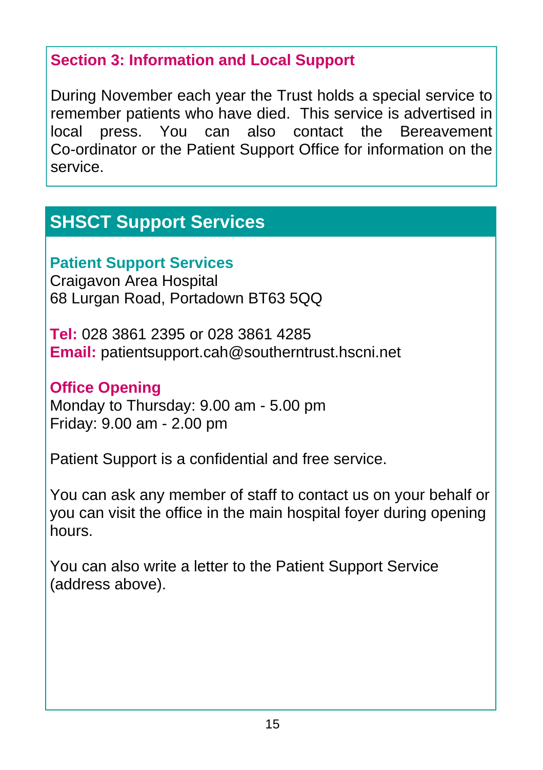### Section 3: Information and Local Support

During November each year the Trust holds a special service to remember patients who have died. This service is advertised in local press. You can also contact the Bereavement Co-ordinator or the Patient Support Office for information on the service.

## SHSCT Support Services

### Patient Support Services

Craigavon Area Hospital
68 Lurgan Road, Portadown BT63 5QQ

**Tel:** 028 3861 2395 or 028 3861 4285
**Email:** patientsupport.cah@southerntrust.hscni.net

### Office Opening

Monday to Thursday: 9.00 am - 5.00 pm
Friday: 9.00 am - 2.00 pm

Patient Support is a confidential and free service.

You can ask any member of staff to contact us on your behalf or you can visit the office in the main hospital foyer during opening hours.

You can also write a letter to the Patient Support Service (address above).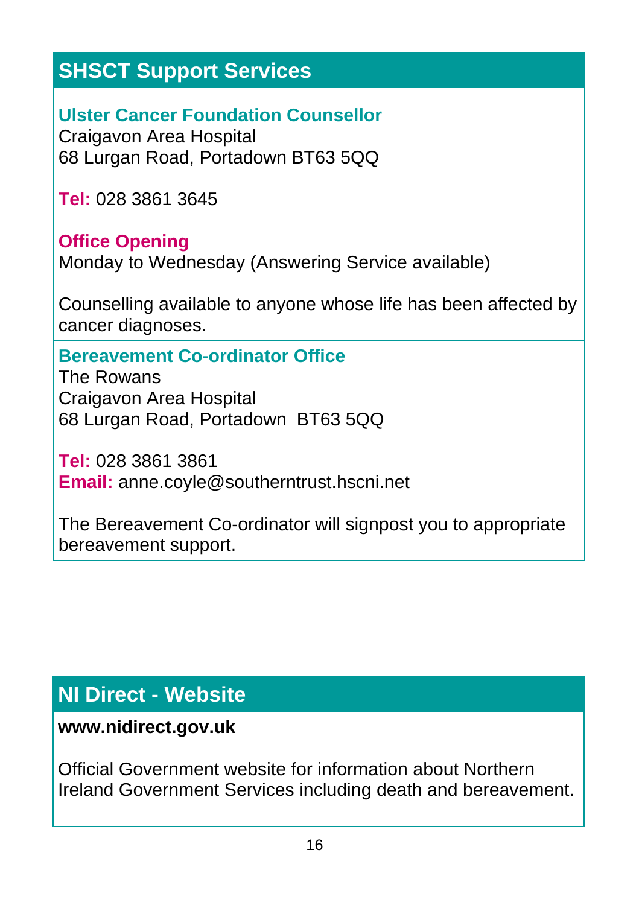## SHSCT Support Services

### Ulster Cancer Foundation Counsellor

Craigavon Area Hospital
68 Lurgan Road, Portadown BT63 5QQ

**Tel:** 028 3861 3645

**Office Opening**
Monday to Wednesday (Answering Service available)

Counselling available to anyone whose life has been affected by cancer diagnoses.

### Bereavement Co-ordinator Office

The Rowans
Craigavon Area Hospital
68 Lurgan Road, Portadown BT63 5QQ

**Tel:** 028 3861 3861
**Email:** anne.coyle@southerntrust.hscni.net

The Bereavement Co-ordinator will signpost you to appropriate bereavement support.

## NI Direct - Website

**www.nidirect.gov.uk**

Official Government website for information about Northern Ireland Government Services including death and bereavement.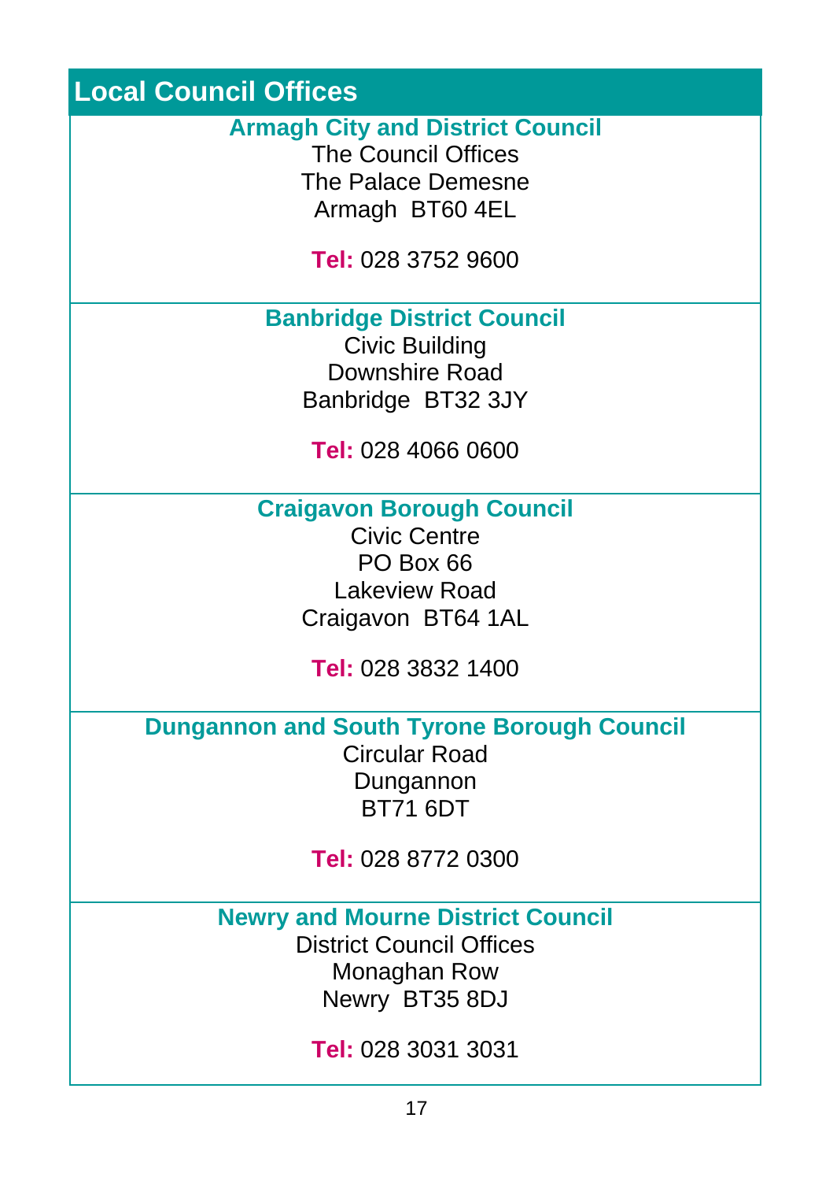## Local Council Offices

### Armagh City and District Council

The Council Offices
The Palace Demesne
Armagh  BT60 4EL

**Tel:** 028 3752 9600

### Banbridge District Council

Civic Building
Downshire Road
Banbridge  BT32 3JY

**Tel:** 028 4066 0600

### Craigavon Borough Council

Civic Centre
PO Box 66
Lakeview Road
Craigavon  BT64 1AL

**Tel:** 028 3832 1400

### Dungannon and South Tyrone Borough Council

Circular Road
Dungannon
BT71 6DT

**Tel:** 028 8772 0300

### Newry and Mourne District Council

District Council Offices
Monaghan Row
Newry  BT35 8DJ

**Tel:** 028 3031 3031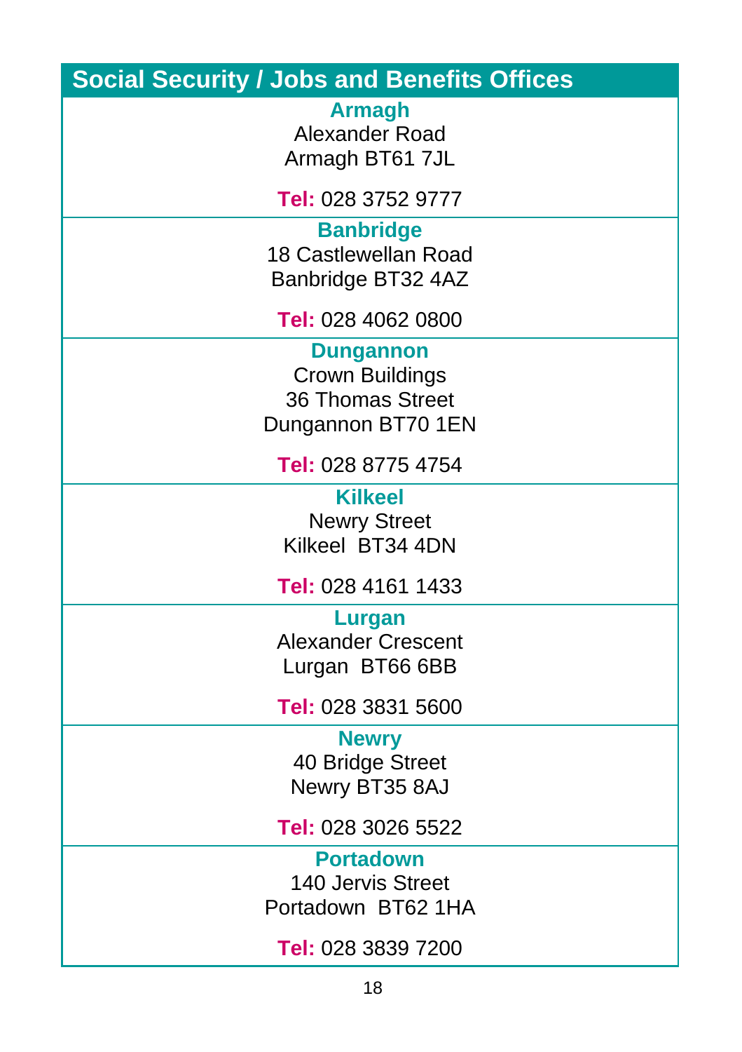## Social Security / Jobs and Benefits Offices

**Armagh**
Alexander Road
Armagh BT61 7JL

**Tel:** 028 3752 9777

**Banbridge**
18 Castlewellan Road
Banbridge BT32 4AZ

**Tel:** 028 4062 0800

**Dungannon**
Crown Buildings
36 Thomas Street
Dungannon BT70 1EN

**Tel:** 028 8775 4754

**Kilkeel**
Newry Street
Kilkeel BT34 4DN

**Tel:** 028 4161 1433

**Lurgan**
Alexander Crescent
Lurgan BT66 6BB

**Tel:** 028 3831 5600

**Newry**
40 Bridge Street
Newry BT35 8AJ

**Tel:** 028 3026 5522

**Portadown**
140 Jervis Street
Portadown BT62 1HA

**Tel:** 028 3839 7200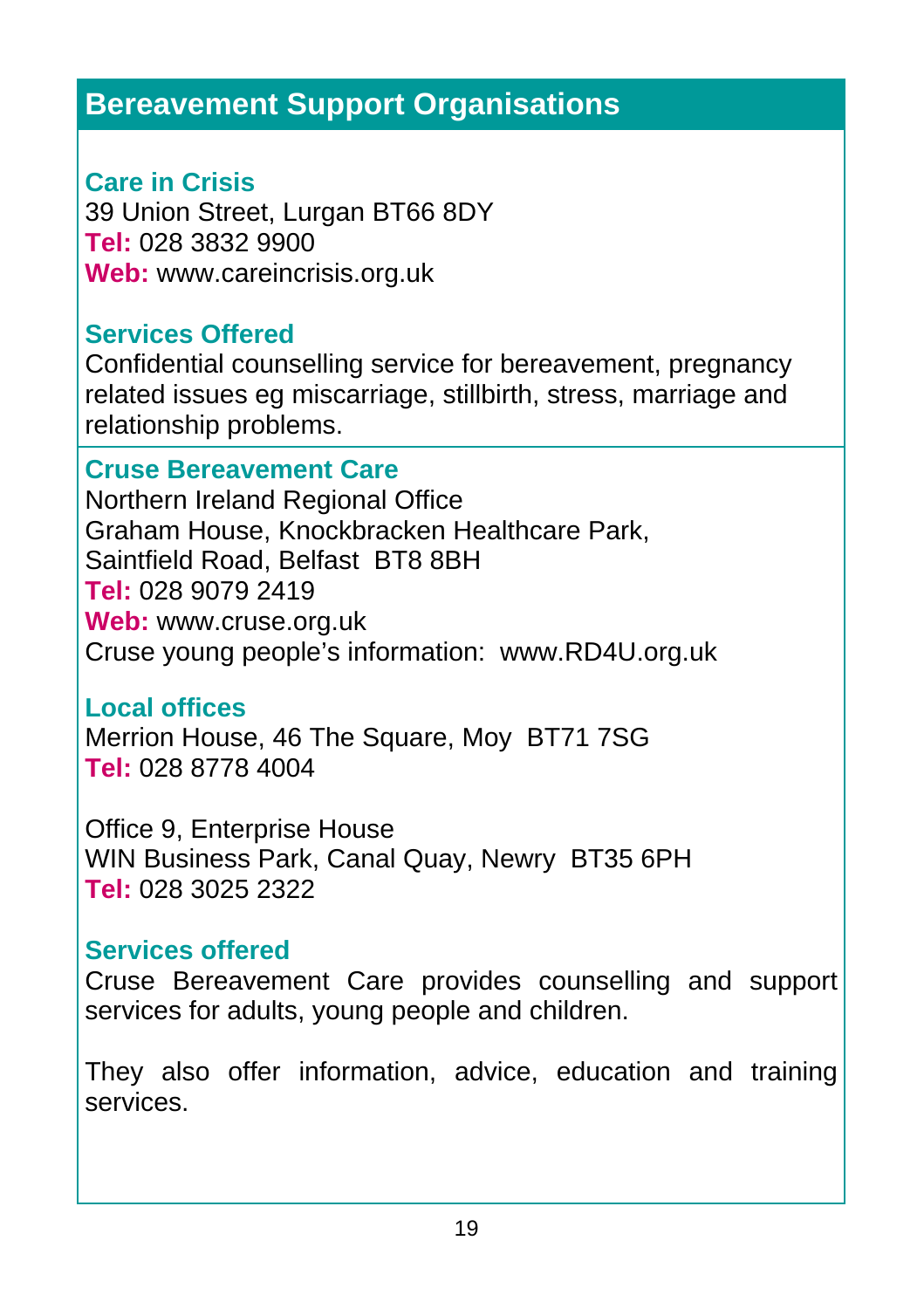## Bereavement Support Organisations

### Care in Crisis

39 Union Street, Lurgan BT66 8DY
**Tel:** 028 3832 9900
**Web:** www.careincrisis.org.uk

#### Services Offered

Confidential counselling service for bereavement, pregnancy related issues eg miscarriage, stillbirth, stress, marriage and relationship problems.

### Cruse Bereavement Care

Northern Ireland Regional Office
Graham House, Knockbracken Healthcare Park,
Saintfield Road, Belfast BT8 8BH
**Tel:** 028 9079 2419
**Web:** www.cruse.org.uk
Cruse young people's information: www.RD4U.org.uk

#### Local offices

Merrion House, 46 The Square, Moy BT71 7SG
**Tel:** 028 8778 4004

Office 9, Enterprise House
WIN Business Park, Canal Quay, Newry BT35 6PH
**Tel:** 028 3025 2322

#### Services offered

Cruse Bereavement Care provides counselling and support services for adults, young people and children.

They also offer information, advice, education and training services.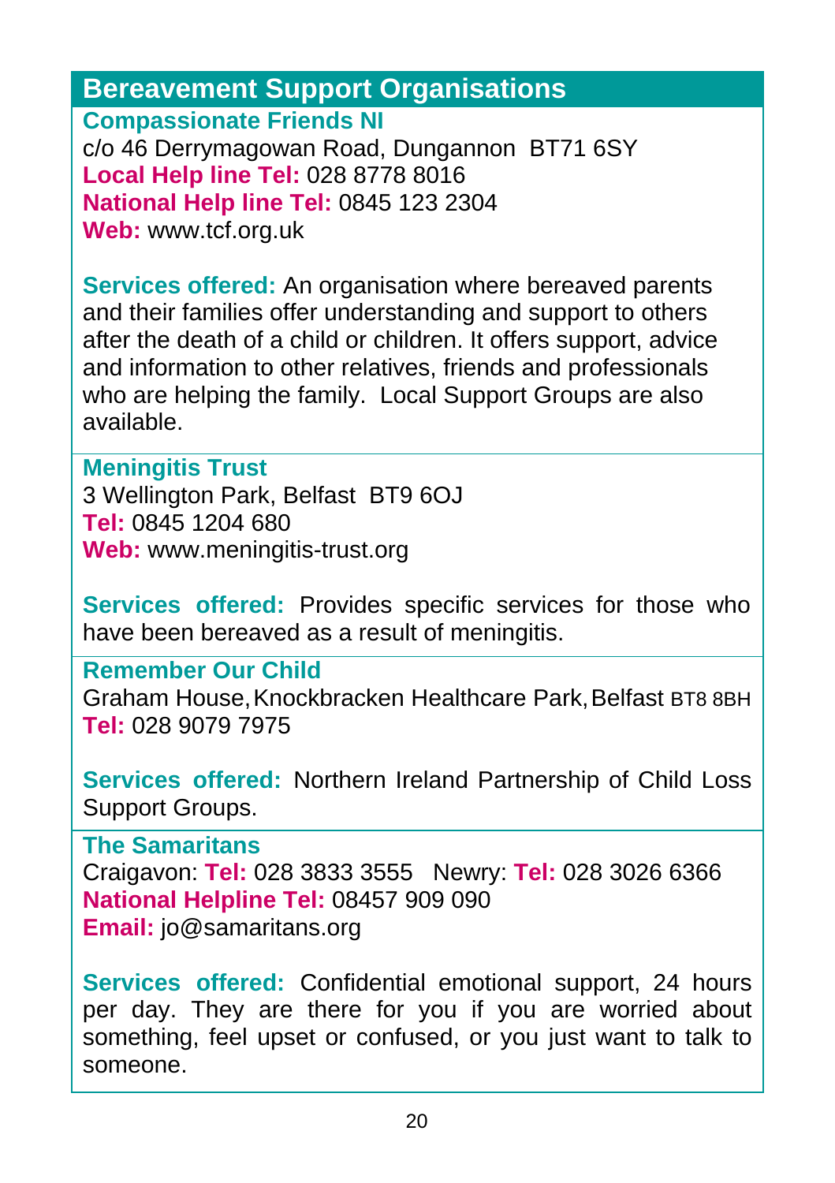## Bereavement Support Organisations

### Compassionate Friends NI

c/o 46 Derrymagowan Road, Dungannon  BT71 6SY
**Local Help line Tel:** 028 8778 8016
**National Help line Tel:** 0845 123 2304
**Web:** www.tcf.org.uk

**Services offered:** An organisation where bereaved parents and their families offer understanding and support to others after the death of a child or children. It offers support, advice and information to other relatives, friends and professionals who are helping the family.  Local Support Groups are also available.

### Meningitis Trust

3 Wellington Park, Belfast  BT9 6OJ
**Tel:** 0845 1204 680
**Web:** www.meningitis-trust.org

**Services offered:** Provides specific services for those who have been bereaved as a result of meningitis.

### Remember Our Child

Graham House, Knockbracken Healthcare Park, Belfast BT8 8BH
**Tel:** 028 9079 7975

**Services offered:** Northern Ireland Partnership of Child Loss Support Groups.

### The Samaritans

Craigavon: **Tel:** 028 3833 3555   Newry: **Tel:** 028 3026 6366
**National Helpline Tel:** 08457 909 090
**Email:** jo@samaritans.org

**Services offered:** Confidential emotional support, 24 hours per day. They are there for you if you are worried about something, feel upset or confused, or you just want to talk to someone.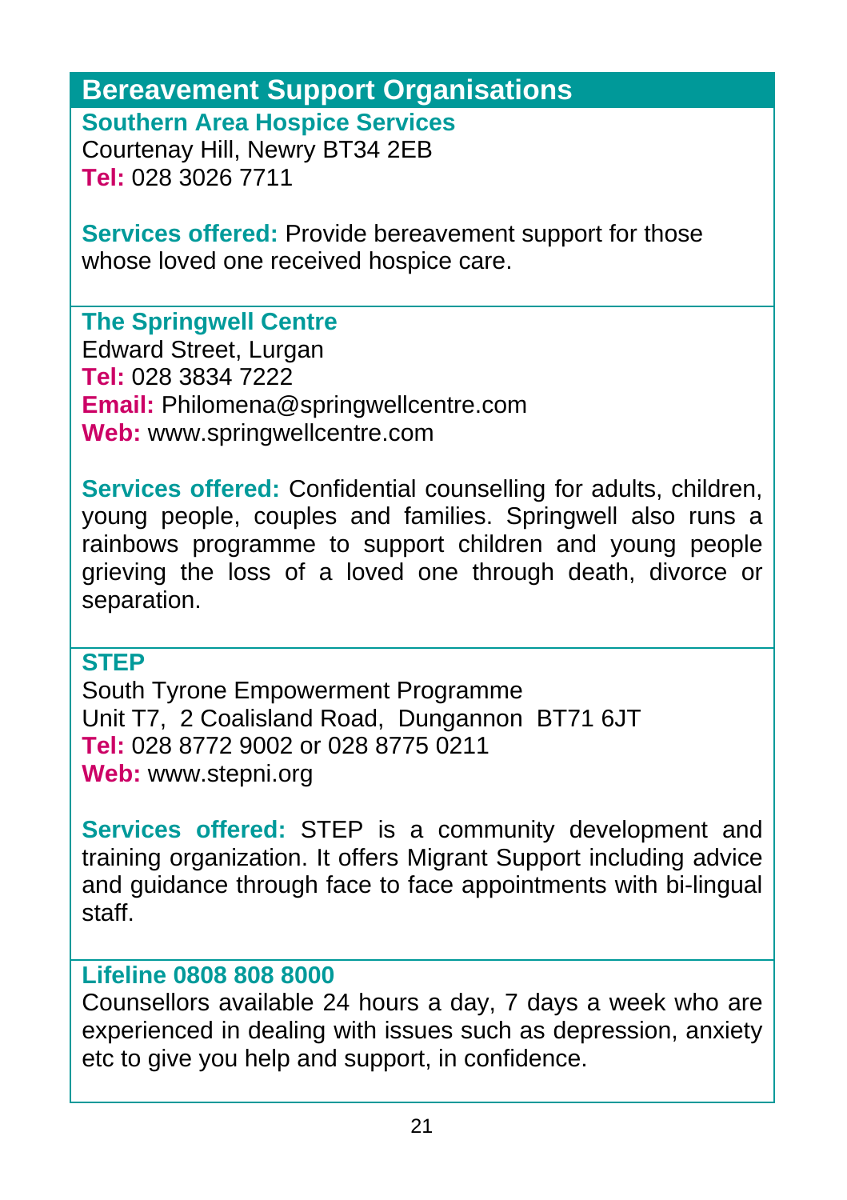## Bereavement Support Organisations

### Southern Area Hospice Services

Courtenay Hill, Newry BT34 2EB
**Tel:** 028 3026 7711

**Services offered:** Provide bereavement support for those whose loved one received hospice care.

### The Springwell Centre

Edward Street, Lurgan
**Tel:** 028 3834 7222
**Email:** Philomena@springwellcentre.com
**Web:** www.springwellcentre.com

**Services offered:** Confidential counselling for adults, children, young people, couples and families. Springwell also runs a rainbows programme to support children and young people grieving the loss of a loved one through death, divorce or separation.

### STEP

South Tyrone Empowerment Programme
Unit T7, 2 Coalisland Road, Dungannon BT71 6JT
**Tel:** 028 8772 9002 or 028 8775 0211
**Web:** www.stepni.org

**Services offered:** STEP is a community development and training organization. It offers Migrant Support including advice and guidance through face to face appointments with bi-lingual staff.

### Lifeline 0808 808 8000

Counsellors available 24 hours a day, 7 days a week who are experienced in dealing with issues such as depression, anxiety etc to give you help and support, in confidence.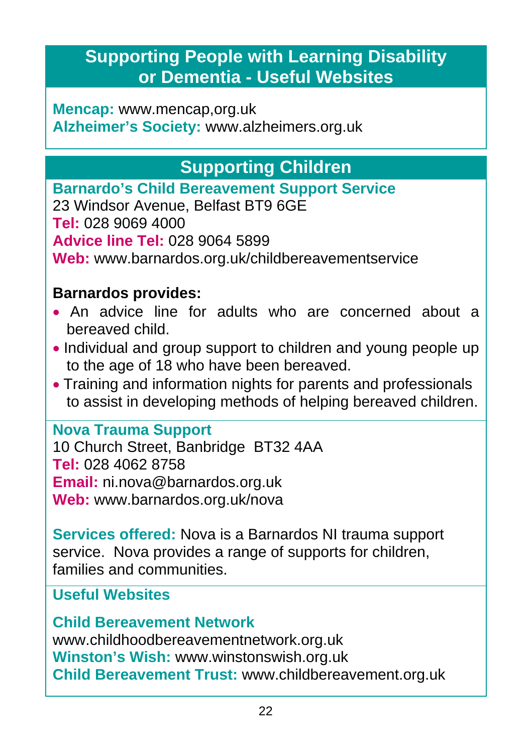## Supporting People with Learning Disability or Dementia - Useful Websites

**Mencap:** www.mencap,org.uk
**Alzheimer's Society:** www.alzheimers.org.uk

## Supporting Children

**Barnardo's Child Bereavement Support Service**
23 Windsor Avenue, Belfast BT9 6GE
**Tel:** 028 9069 4000
**Advice line Tel:** 028 9064 5899
**Web:** www.barnardos.org.uk/childbereavementservice

**Barnardos provides:**

- An advice line for adults who are concerned about a bereaved child.
- Individual and group support to children and young people up to the age of 18 who have been bereaved.
- Training and information nights for parents and professionals to assist in developing methods of helping bereaved children.

**Nova Trauma Support**
10 Church Street, Banbridge BT32 4AA
**Tel:** 028 4062 8758
**Email:** ni.nova@barnardos.org.uk
**Web:** www.barnardos.org.uk/nova

**Services offered:** Nova is a Barnardos NI trauma support service. Nova provides a range of supports for children, families and communities.

**Useful Websites**

**Child Bereavement Network**
www.childhoodbereavementnetwork.org.uk
**Winston's Wish:** www.winstonswish.org.uk
**Child Bereavement Trust:** www.childbereavement.org.uk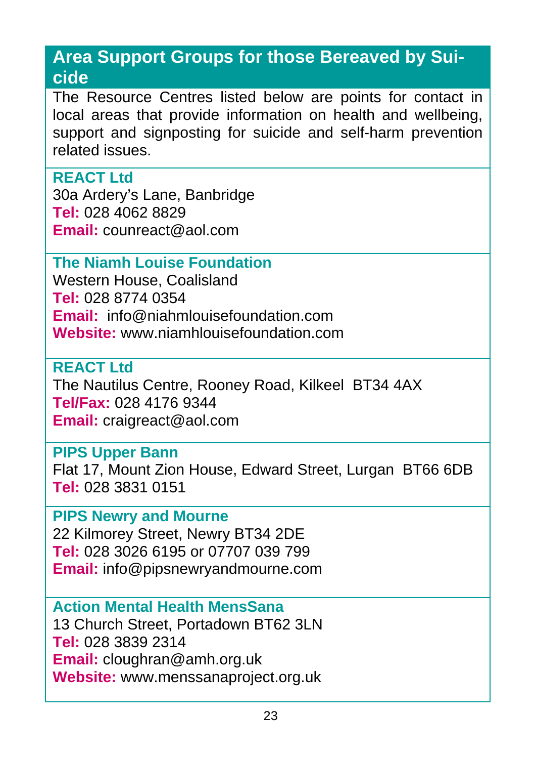## Area Support Groups for those Bereaved by Suicide

The Resource Centres listed below are points for contact in local areas that provide information on health and wellbeing, support and signposting for suicide and self-harm prevention related issues.

**REACT Ltd**
30a Ardery's Lane, Banbridge
**Tel:** 028 4062 8829
**Email:** counreact@aol.com

**The Niamh Louise Foundation**
Western House, Coalisland
**Tel:** 028 8774 0354
**Email:** info@niahmlouisefoundation.com
**Website:** www.niamhlouisefoundation.com

**REACT Ltd**
The Nautilus Centre, Rooney Road, Kilkeel BT34 4AX
**Tel/Fax:** 028 4176 9344
**Email:** craigreact@aol.com

**PIPS Upper Bann**
Flat 17, Mount Zion House, Edward Street, Lurgan BT66 6DB
**Tel:** 028 3831 0151

**PIPS Newry and Mourne**
22 Kilmorey Street, Newry BT34 2DE
**Tel:** 028 3026 6195 or 07707 039 799
**Email:** info@pipsnewryandmourne.com

**Action Mental Health MensSana**
13 Church Street, Portadown BT62 3LN
**Tel:** 028 3839 2314
**Email:** cloughran@amh.org.uk
**Website:** www.menssanaproject.org.uk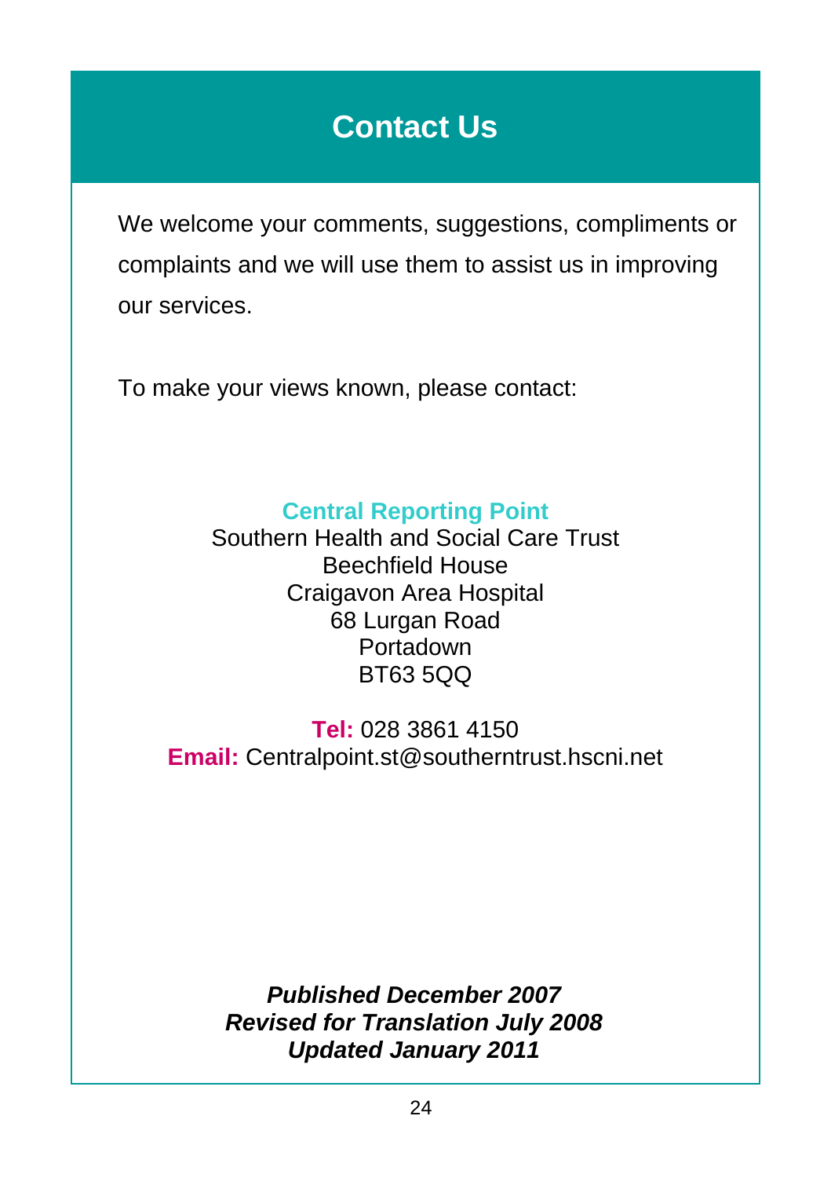# Contact Us

We welcome your comments, suggestions, compliments or complaints and we will use them to assist us in improving our services.

To make your views known, please contact:

**Central Reporting Point**
Southern Health and Social Care Trust
Beechfield House
Craigavon Area Hospital
68 Lurgan Road
Portadown
BT63 5QQ

**Tel:** 028 3861 4150
**Email:** Centralpoint.st@southerntrust.hscni.net

***Published December 2007***
***Revised for Translation July 2008***
***Updated January 2011***